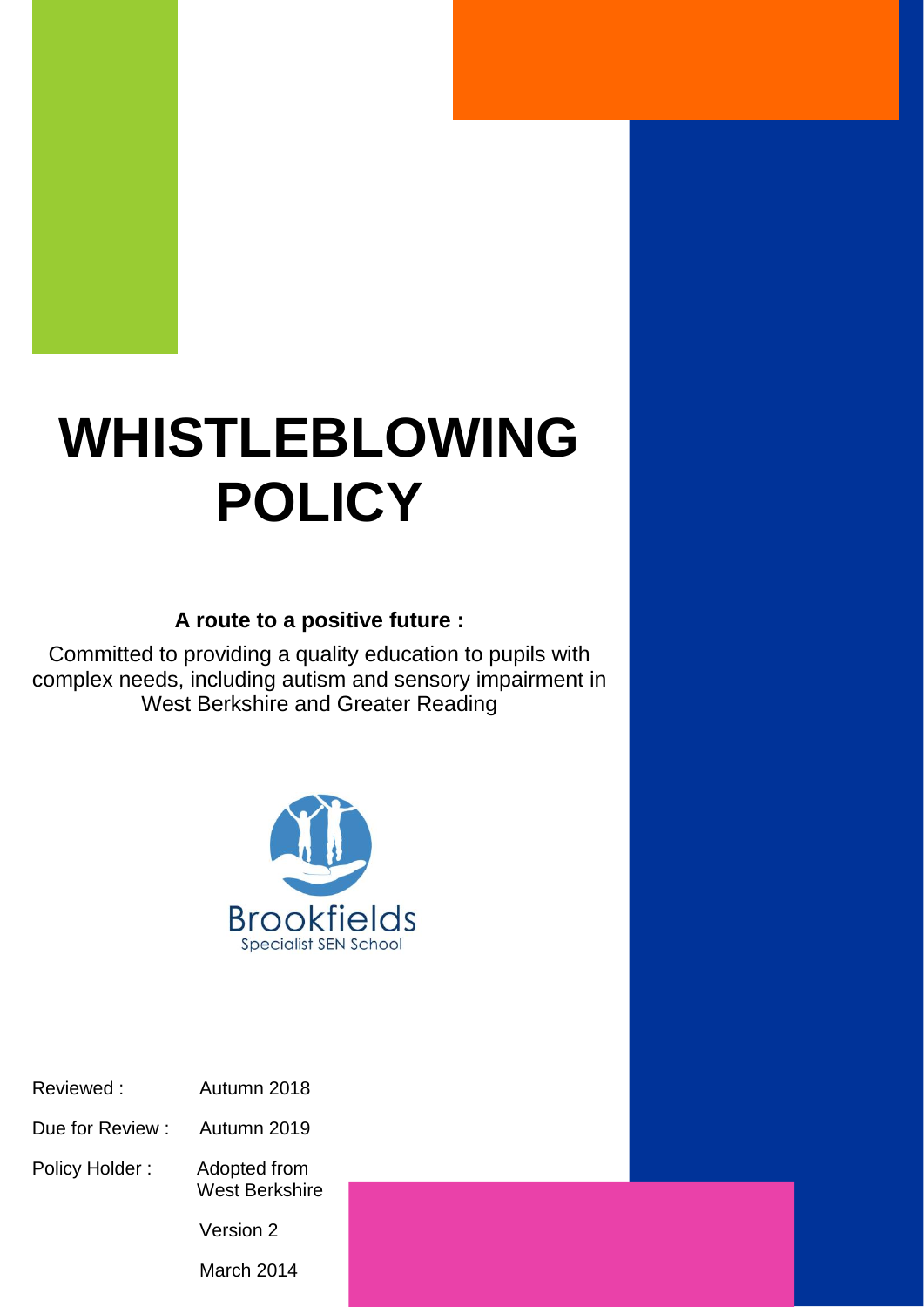# WHISTLEBLOWING POLICY

**A route to a positive future :**

Committed to providing a quality education to pupils with complex needs, including autism and sensory impairment in West Berkshire and Greater Reading

Brookfields
Specialist SEN School

| | |
|---|---|
| Reviewed : | Autumn 2018 |
| Due for Review : | Autumn 2019 |
| Policy Holder : | Adopted from West Berkshire |
| | Version 2 |
| | March 2014 |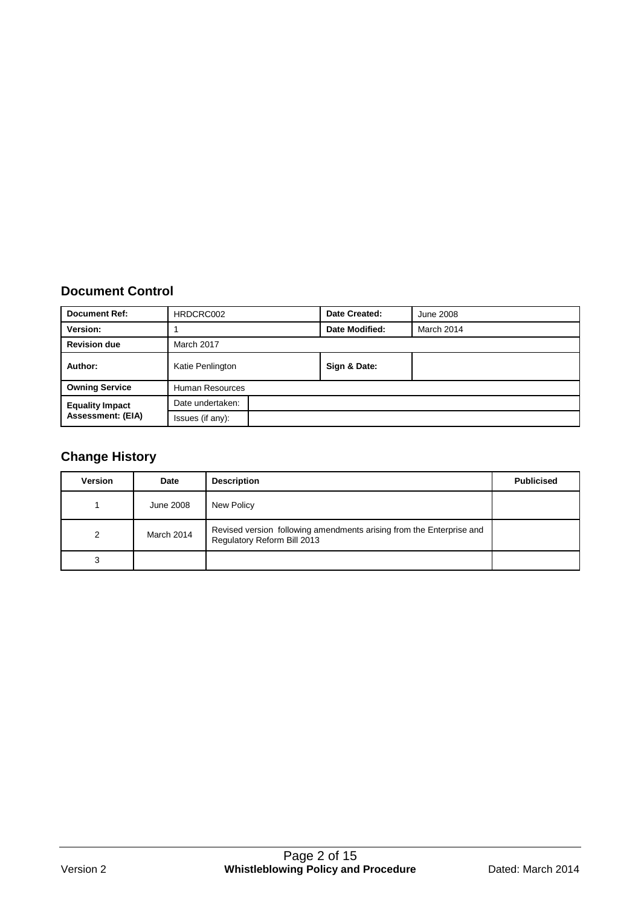## Document Control

| Document Ref: | HRDCRC002 | | Date Created: | June 2008 |
|---|---|---|---|---|
| Version: | 1 | | Date Modified: | March 2014 |
| Revision due | March 2017 | | | |
| Author: | Katie Penlington | | Sign & Date: | |
| Owning Service | Human Resources | | | |
| Equality Impact Assessment: (EIA) | Date undertaken: | | | |
| | Issues (if any): | | | |

## Change History

| Version | Date | Description | Publicised |
|---|---|---|---|
| 1 | June 2008 | New Policy | |
| 2 | March 2014 | Revised version following amendments arising from the Enterprise and Regulatory Reform Bill 2013 | |
| 3 | | | |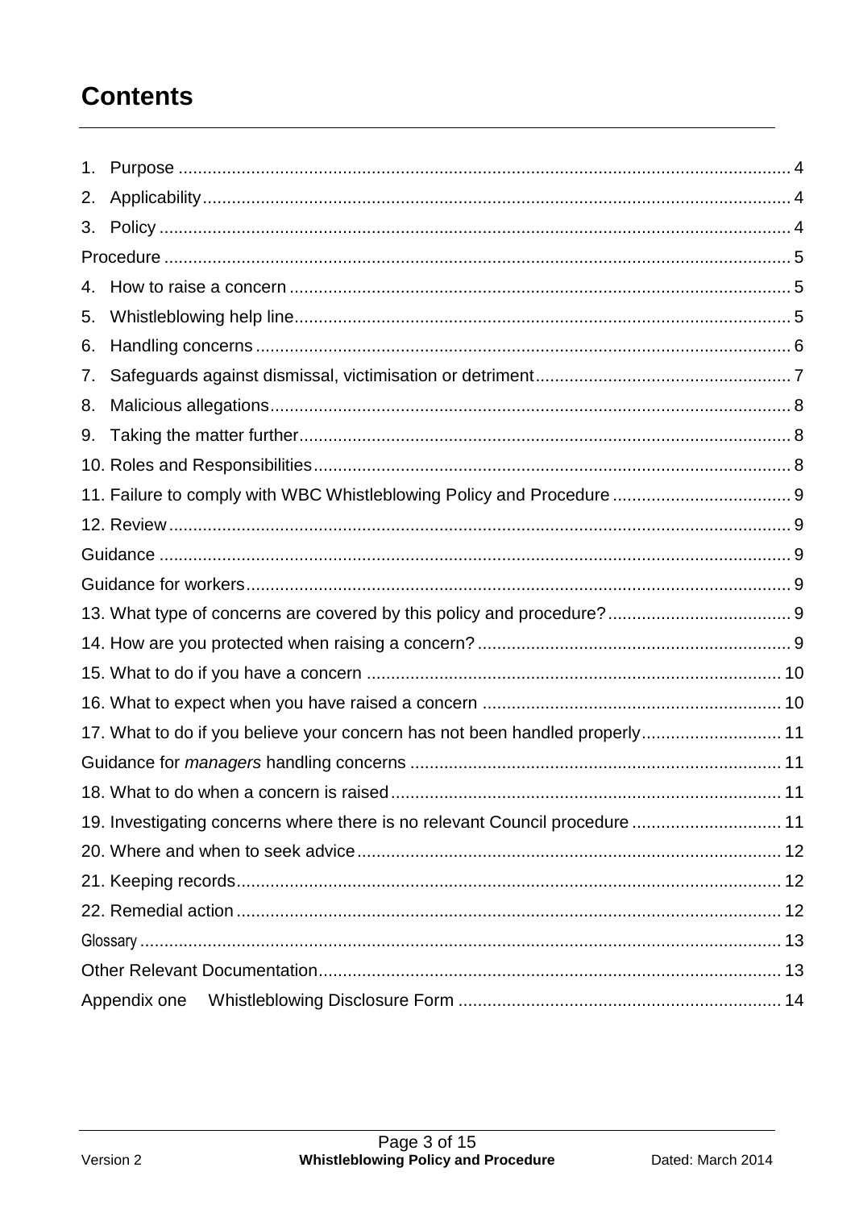# Contents

1. Purpose ........ 4
2. Applicability ........ 4
3. Policy ........ 4

Procedure ........ 5

4. How to raise a concern ........ 5
5. Whistleblowing help line ........ 5
6. Handling concerns ........ 6
7. Safeguards against dismissal, victimisation or detriment ........ 7
8. Malicious allegations ........ 8
9. Taking the matter further ........ 8

10. Roles and Responsibilities ........ 8

11. Failure to comply with WBC Whistleblowing Policy and Procedure ........ 9

12. Review ........ 9

Guidance ........ 9

Guidance for workers ........ 9

13. What type of concerns are covered by this policy and procedure? ........ 9

14. How are you protected when raising a concern? ........ 9

15. What to do if you have a concern ........ 10

16. What to expect when you have raised a concern ........ 10

17. What to do if you believe your concern has not been handled properly ........ 11

Guidance for *managers* handling concerns ........ 11

18. What to do when a concern is raised ........ 11

19. Investigating concerns where there is no relevant Council procedure ........ 11

20. Where and when to seek advice ........ 12

21. Keeping records ........ 12

22. Remedial action ........ 12

Glossary ........ 13

Other Relevant Documentation ........ 13

Appendix one Whistleblowing Disclosure Form ........ 14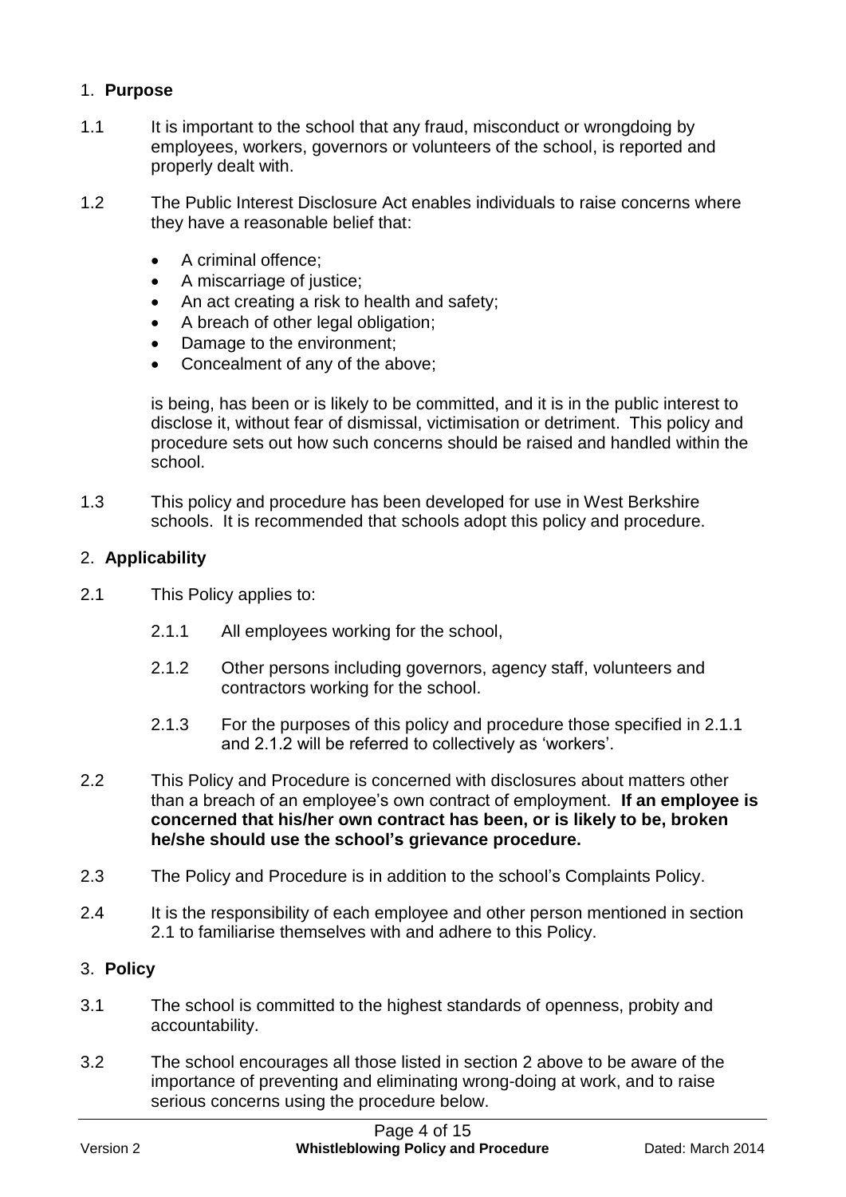## 1. **Purpose**

1.1 It is important to the school that any fraud, misconduct or wrongdoing by employees, workers, governors or volunteers of the school, is reported and properly dealt with.

1.2 The Public Interest Disclosure Act enables individuals to raise concerns where they have a reasonable belief that:

- A criminal offence;
- A miscarriage of justice;
- An act creating a risk to health and safety;
- A breach of other legal obligation;
- Damage to the environment;
- Concealment of any of the above;

is being, has been or is likely to be committed, and it is in the public interest to disclose it, without fear of dismissal, victimisation or detriment. This policy and procedure sets out how such concerns should be raised and handled within the school.

1.3 This policy and procedure has been developed for use in West Berkshire schools. It is recommended that schools adopt this policy and procedure.

## 2. **Applicability**

2.1 This Policy applies to:

2.1.1 All employees working for the school,

2.1.2 Other persons including governors, agency staff, volunteers and contractors working for the school.

2.1.3 For the purposes of this policy and procedure those specified in 2.1.1 and 2.1.2 will be referred to collectively as 'workers'.

2.2 This Policy and Procedure is concerned with disclosures about matters other than a breach of an employee's own contract of employment. **If an employee is concerned that his/her own contract has been, or is likely to be, broken he/she should use the school's grievance procedure.**

2.3 The Policy and Procedure is in addition to the school's Complaints Policy.

2.4 It is the responsibility of each employee and other person mentioned in section 2.1 to familiarise themselves with and adhere to this Policy.

## 3. **Policy**

3.1 The school is committed to the highest standards of openness, probity and accountability.

3.2 The school encourages all those listed in section 2 above to be aware of the importance of preventing and eliminating wrong-doing at work, and to raise serious concerns using the procedure below.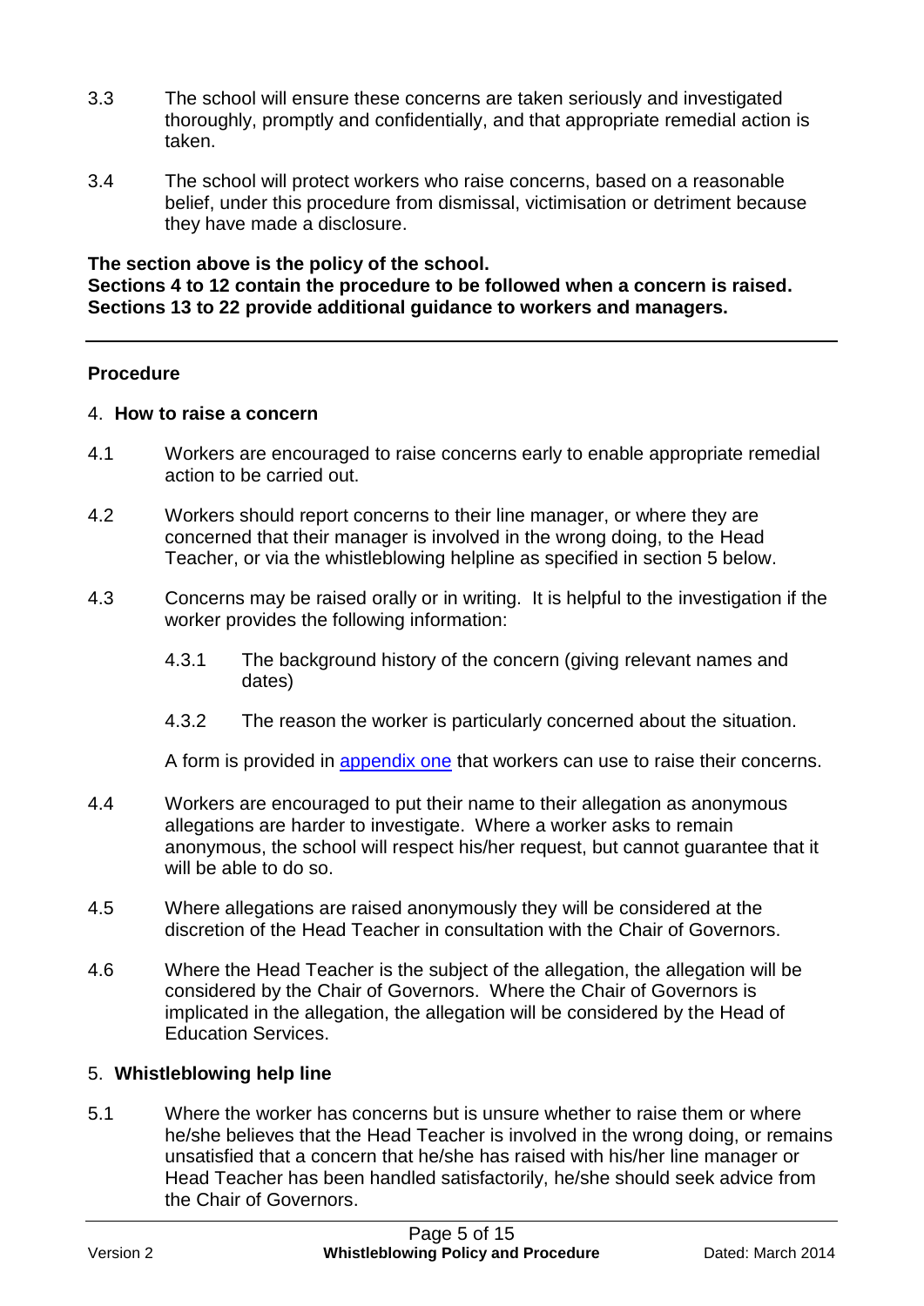3.3 The school will ensure these concerns are taken seriously and investigated thoroughly, promptly and confidentially, and that appropriate remedial action is taken.

3.4 The school will protect workers who raise concerns, based on a reasonable belief, under this procedure from dismissal, victimisation or detriment because they have made a disclosure.

**The section above is the policy of the school.**
**Sections 4 to 12 contain the procedure to be followed when a concern is raised.**
**Sections 13 to 22 provide additional guidance to workers and managers.**

---

## Procedure

### 4. How to raise a concern

4.1 Workers are encouraged to raise concerns early to enable appropriate remedial action to be carried out.

4.2 Workers should report concerns to their line manager, or where they are concerned that their manager is involved in the wrong doing, to the Head Teacher, or via the whistleblowing helpline as specified in section 5 below.

4.3 Concerns may be raised orally or in writing. It is helpful to the investigation if the worker provides the following information:

4.3.1 The background history of the concern (giving relevant names and dates)

4.3.2 The reason the worker is particularly concerned about the situation.

A form is provided in appendix one that workers can use to raise their concerns.

4.4 Workers are encouraged to put their name to their allegation as anonymous allegations are harder to investigate. Where a worker asks to remain anonymous, the school will respect his/her request, but cannot guarantee that it will be able to do so.

4.5 Where allegations are raised anonymously they will be considered at the discretion of the Head Teacher in consultation with the Chair of Governors.

4.6 Where the Head Teacher is the subject of the allegation, the allegation will be considered by the Chair of Governors. Where the Chair of Governors is implicated in the allegation, the allegation will be considered by the Head of Education Services.

### 5. Whistleblowing help line

5.1 Where the worker has concerns but is unsure whether to raise them or where he/she believes that the Head Teacher is involved in the wrong doing, or remains unsatisfied that a concern that he/she has raised with his/her line manager or Head Teacher has been handled satisfactorily, he/she should seek advice from the Chair of Governors.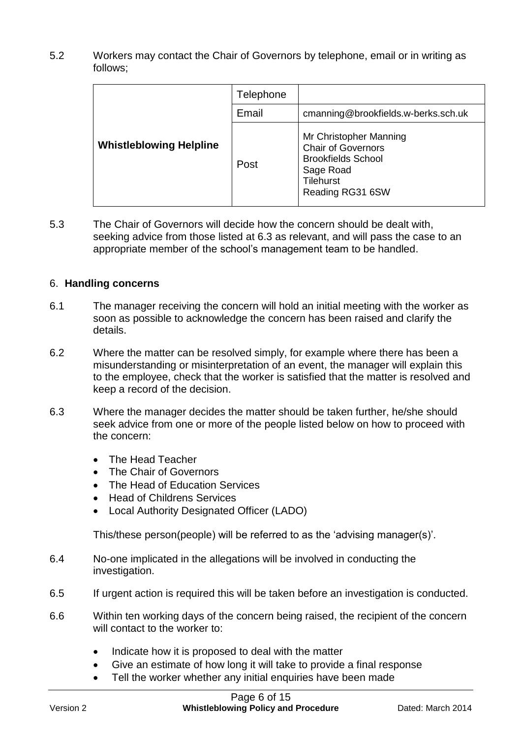5.2 Workers may contact the Chair of Governors by telephone, email or in writing as follows;

| | | |
|---|---|---|
| **Whistleblowing Helpline** | Telephone | |
| | Email | cmanning@brookfields.w-berks.sch.uk |
| | Post | Mr Christopher Manning<br>Chair of Governors<br>Brookfields School<br>Sage Road<br>Tilehurst<br>Reading RG31 6SW |

5.3 The Chair of Governors will decide how the concern should be dealt with, seeking advice from those listed at 6.3 as relevant, and will pass the case to an appropriate member of the school's management team to be handled.

## 6. **Handling concerns**

6.1 The manager receiving the concern will hold an initial meeting with the worker as soon as possible to acknowledge the concern has been raised and clarify the details.

6.2 Where the matter can be resolved simply, for example where there has been a misunderstanding or misinterpretation of an event, the manager will explain this to the employee, check that the worker is satisfied that the matter is resolved and keep a record of the decision.

6.3 Where the manager decides the matter should be taken further, he/she should seek advice from one or more of the people listed below on how to proceed with the concern:

- The Head Teacher
- The Chair of Governors
- The Head of Education Services
- Head of Childrens Services
- Local Authority Designated Officer (LADO)

This/these person(people) will be referred to as the 'advising manager(s)'.

6.4 No-one implicated in the allegations will be involved in conducting the investigation.

6.5 If urgent action is required this will be taken before an investigation is conducted.

6.6 Within ten working days of the concern being raised, the recipient of the concern will contact to the worker to:

- Indicate how it is proposed to deal with the matter
- Give an estimate of how long it will take to provide a final response
- Tell the worker whether any initial enquiries have been made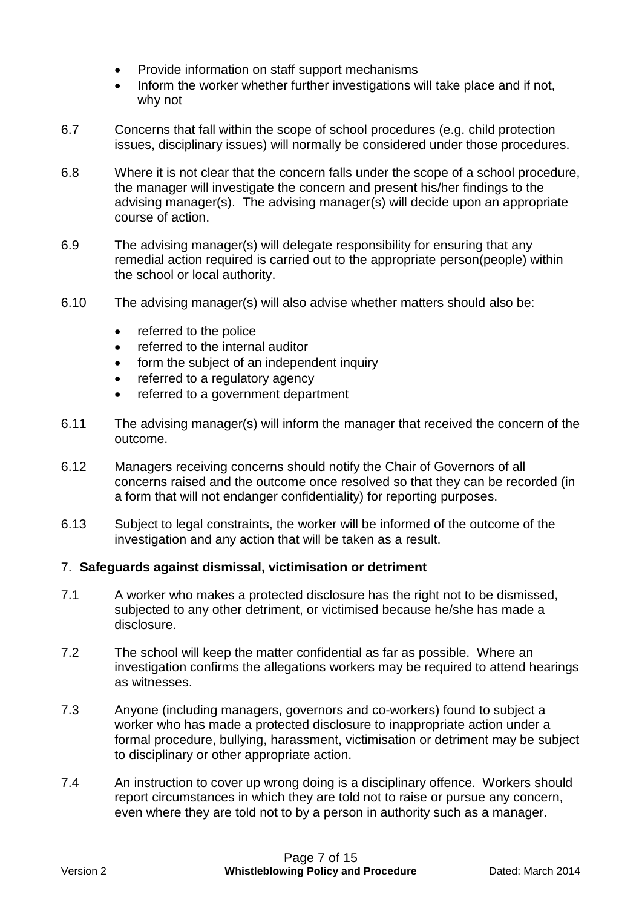- Provide information on staff support mechanisms
- Inform the worker whether further investigations will take place and if not, why not

6.7 Concerns that fall within the scope of school procedures (e.g. child protection issues, disciplinary issues) will normally be considered under those procedures.

6.8 Where it is not clear that the concern falls under the scope of a school procedure, the manager will investigate the concern and present his/her findings to the advising manager(s). The advising manager(s) will decide upon an appropriate course of action.

6.9 The advising manager(s) will delegate responsibility for ensuring that any remedial action required is carried out to the appropriate person(people) within the school or local authority.

6.10 The advising manager(s) will also advise whether matters should also be:

- referred to the police
- referred to the internal auditor
- form the subject of an independent inquiry
- referred to a regulatory agency
- referred to a government department

6.11 The advising manager(s) will inform the manager that received the concern of the outcome.

6.12 Managers receiving concerns should notify the Chair of Governors of all concerns raised and the outcome once resolved so that they can be recorded (in a form that will not endanger confidentiality) for reporting purposes.

6.13 Subject to legal constraints, the worker will be informed of the outcome of the investigation and any action that will be taken as a result.

## 7. **Safeguards against dismissal, victimisation or detriment**

7.1 A worker who makes a protected disclosure has the right not to be dismissed, subjected to any other detriment, or victimised because he/she has made a disclosure.

7.2 The school will keep the matter confidential as far as possible. Where an investigation confirms the allegations workers may be required to attend hearings as witnesses.

7.3 Anyone (including managers, governors and co-workers) found to subject a worker who has made a protected disclosure to inappropriate action under a formal procedure, bullying, harassment, victimisation or detriment may be subject to disciplinary or other appropriate action.

7.4 An instruction to cover up wrong doing is a disciplinary offence. Workers should report circumstances in which they are told not to raise or pursue any concern, even where they are told not to by a person in authority such as a manager.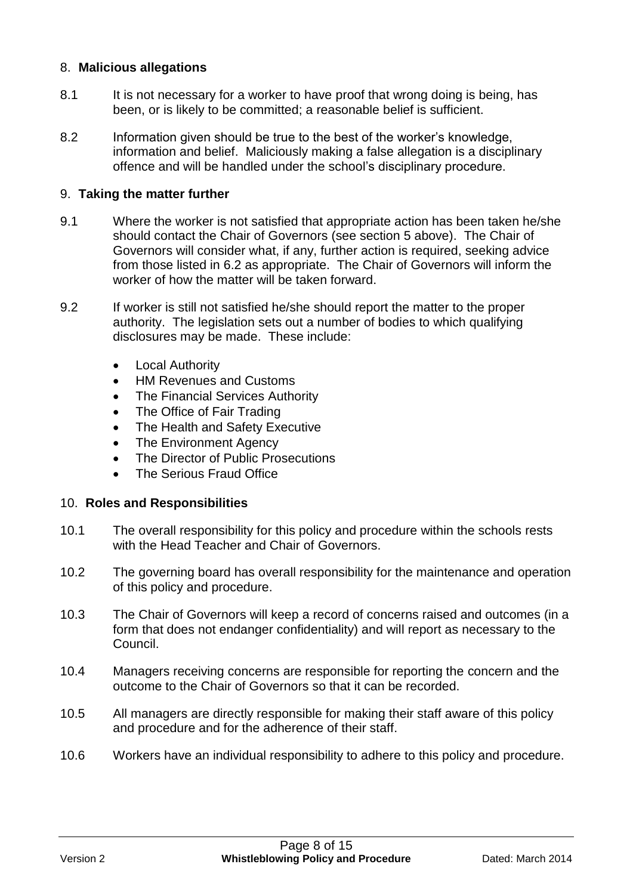## 8. **Malicious allegations**

8.1 It is not necessary for a worker to have proof that wrong doing is being, has been, or is likely to be committed; a reasonable belief is sufficient.

8.2 Information given should be true to the best of the worker's knowledge, information and belief. Maliciously making a false allegation is a disciplinary offence and will be handled under the school's disciplinary procedure.

## 9. **Taking the matter further**

9.1 Where the worker is not satisfied that appropriate action has been taken he/she should contact the Chair of Governors (see section 5 above). The Chair of Governors will consider what, if any, further action is required, seeking advice from those listed in 6.2 as appropriate. The Chair of Governors will inform the worker of how the matter will be taken forward.

9.2 If worker is still not satisfied he/she should report the matter to the proper authority. The legislation sets out a number of bodies to which qualifying disclosures may be made. These include:

- Local Authority
- HM Revenues and Customs
- The Financial Services Authority
- The Office of Fair Trading
- The Health and Safety Executive
- The Environment Agency
- The Director of Public Prosecutions
- The Serious Fraud Office

## 10. **Roles and Responsibilities**

10.1 The overall responsibility for this policy and procedure within the schools rests with the Head Teacher and Chair of Governors.

10.2 The governing board has overall responsibility for the maintenance and operation of this policy and procedure.

10.3 The Chair of Governors will keep a record of concerns raised and outcomes (in a form that does not endanger confidentiality) and will report as necessary to the Council.

10.4 Managers receiving concerns are responsible for reporting the concern and the outcome to the Chair of Governors so that it can be recorded.

10.5 All managers are directly responsible for making their staff aware of this policy and procedure and for the adherence of their staff.

10.6 Workers have an individual responsibility to adhere to this policy and procedure.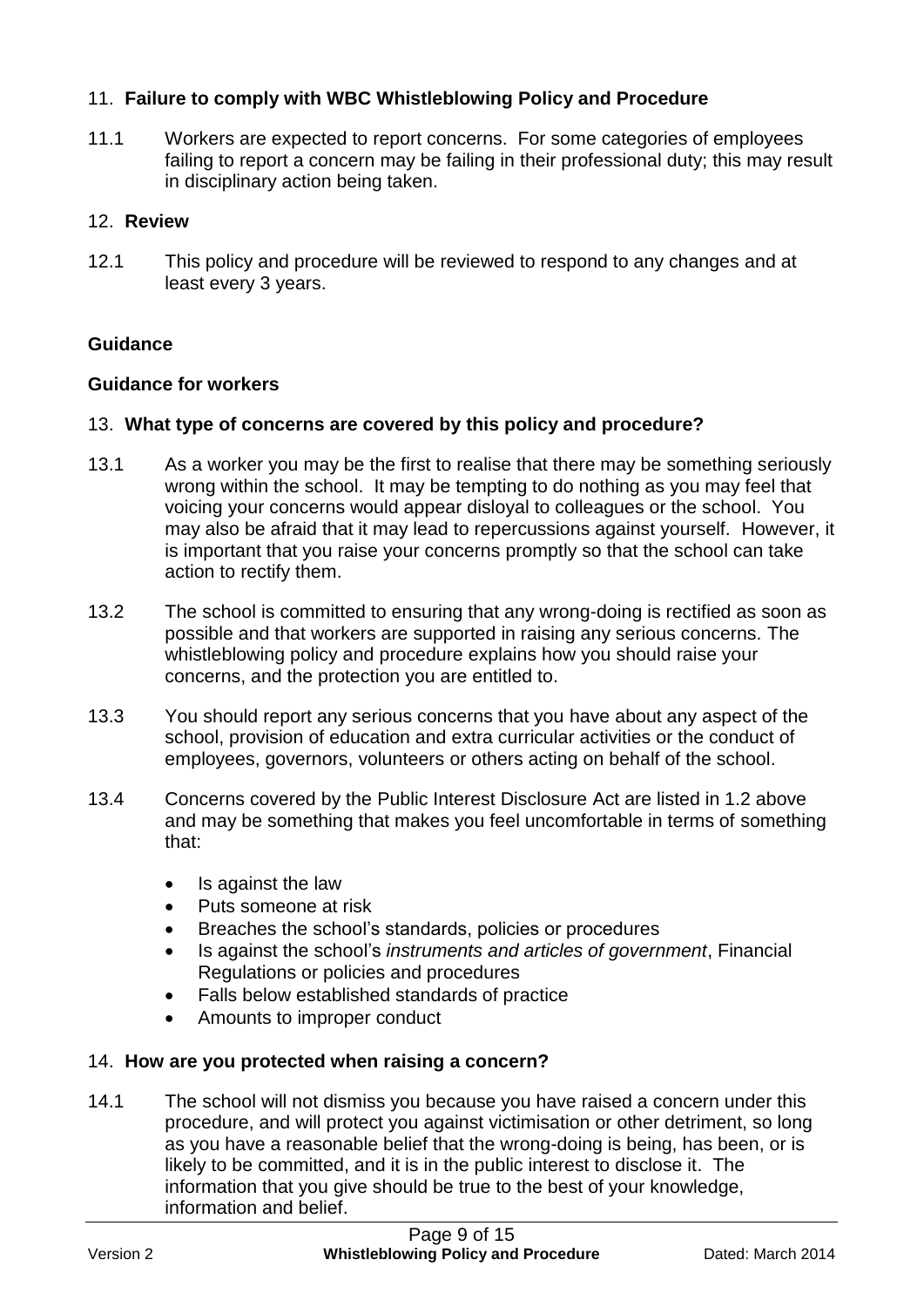## 11. Failure to comply with WBC Whistleblowing Policy and Procedure

11.1 Workers are expected to report concerns. For some categories of employees failing to report a concern may be failing in their professional duty; this may result in disciplinary action being taken.

## 12. Review

12.1 This policy and procedure will be reviewed to respond to any changes and at least every 3 years.

# Guidance

## Guidance for workers

## 13. What type of concerns are covered by this policy and procedure?

13.1 As a worker you may be the first to realise that there may be something seriously wrong within the school. It may be tempting to do nothing as you may feel that voicing your concerns would appear disloyal to colleagues or the school. You may also be afraid that it may lead to repercussions against yourself. However, it is important that you raise your concerns promptly so that the school can take action to rectify them.

13.2 The school is committed to ensuring that any wrong-doing is rectified as soon as possible and that workers are supported in raising any serious concerns. The whistleblowing policy and procedure explains how you should raise your concerns, and the protection you are entitled to.

13.3 You should report any serious concerns that you have about any aspect of the school, provision of education and extra curricular activities or the conduct of employees, governors, volunteers or others acting on behalf of the school.

13.4 Concerns covered by the Public Interest Disclosure Act are listed in 1.2 above and may be something that makes you feel uncomfortable in terms of something that:

- Is against the law
- Puts someone at risk
- Breaches the school's standards, policies or procedures
- Is against the school's *instruments and articles of government*, Financial Regulations or policies and procedures
- Falls below established standards of practice
- Amounts to improper conduct

## 14. How are you protected when raising a concern?

14.1 The school will not dismiss you because you have raised a concern under this procedure, and will protect you against victimisation or other detriment, so long as you have a reasonable belief that the wrong-doing is being, has been, or is likely to be committed, and it is in the public interest to disclose it. The information that you give should be true to the best of your knowledge, information and belief.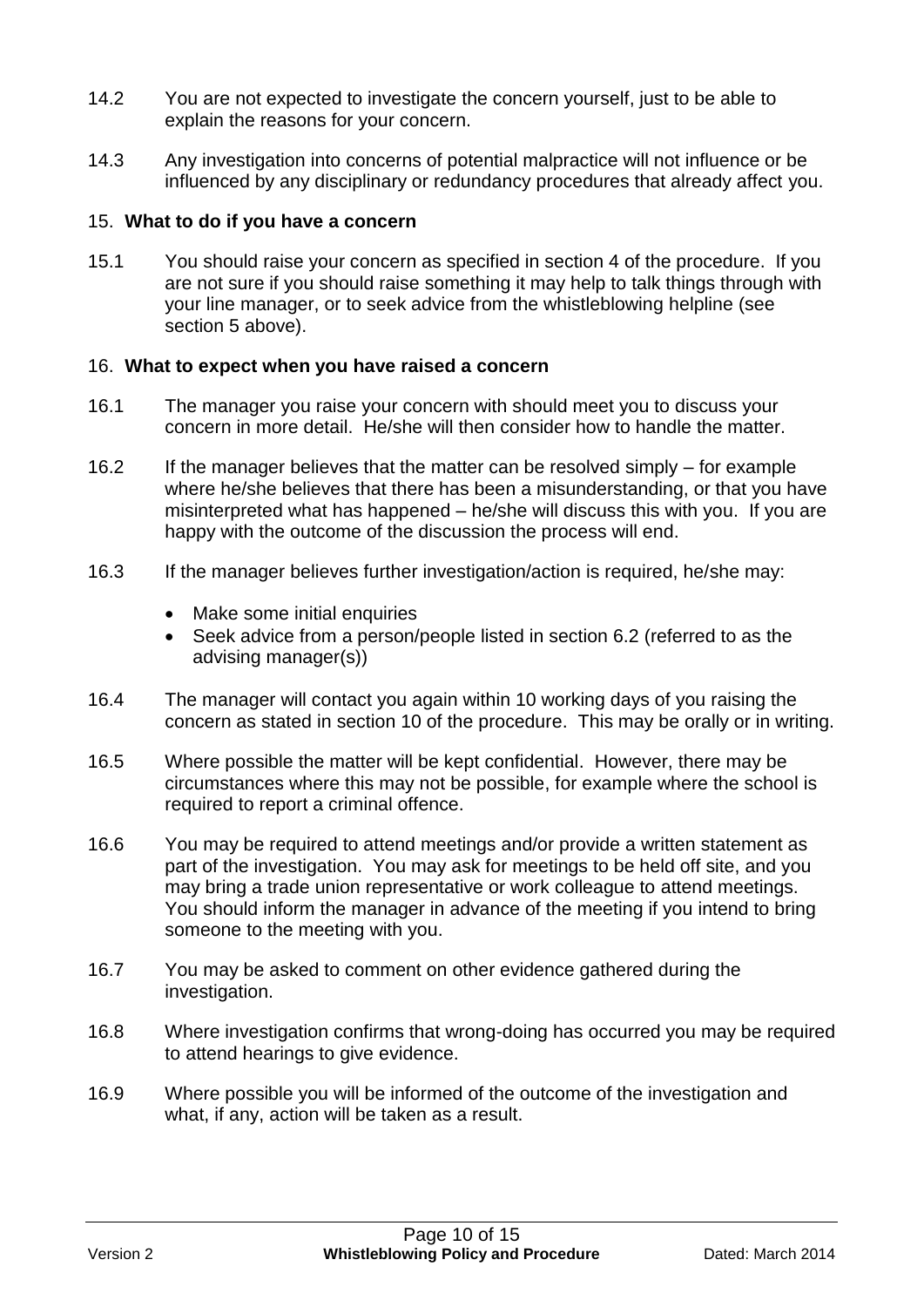14.2 You are not expected to investigate the concern yourself, just to be able to explain the reasons for your concern.

14.3 Any investigation into concerns of potential malpractice will not influence or be influenced by any disciplinary or redundancy procedures that already affect you.

## 15. What to do if you have a concern

15.1 You should raise your concern as specified in section 4 of the procedure. If you are not sure if you should raise something it may help to talk things through with your line manager, or to seek advice from the whistleblowing helpline (see section 5 above).

## 16. What to expect when you have raised a concern

16.1 The manager you raise your concern with should meet you to discuss your concern in more detail. He/she will then consider how to handle the matter.

16.2 If the manager believes that the matter can be resolved simply – for example where he/she believes that there has been a misunderstanding, or that you have misinterpreted what has happened – he/she will discuss this with you. If you are happy with the outcome of the discussion the process will end.

16.3 If the manager believes further investigation/action is required, he/she may:

- Make some initial enquiries
- Seek advice from a person/people listed in section 6.2 (referred to as the advising manager(s))

16.4 The manager will contact you again within 10 working days of you raising the concern as stated in section 10 of the procedure. This may be orally or in writing.

16.5 Where possible the matter will be kept confidential. However, there may be circumstances where this may not be possible, for example where the school is required to report a criminal offence.

16.6 You may be required to attend meetings and/or provide a written statement as part of the investigation. You may ask for meetings to be held off site, and you may bring a trade union representative or work colleague to attend meetings. You should inform the manager in advance of the meeting if you intend to bring someone to the meeting with you.

16.7 You may be asked to comment on other evidence gathered during the investigation.

16.8 Where investigation confirms that wrong-doing has occurred you may be required to attend hearings to give evidence.

16.9 Where possible you will be informed of the outcome of the investigation and what, if any, action will be taken as a result.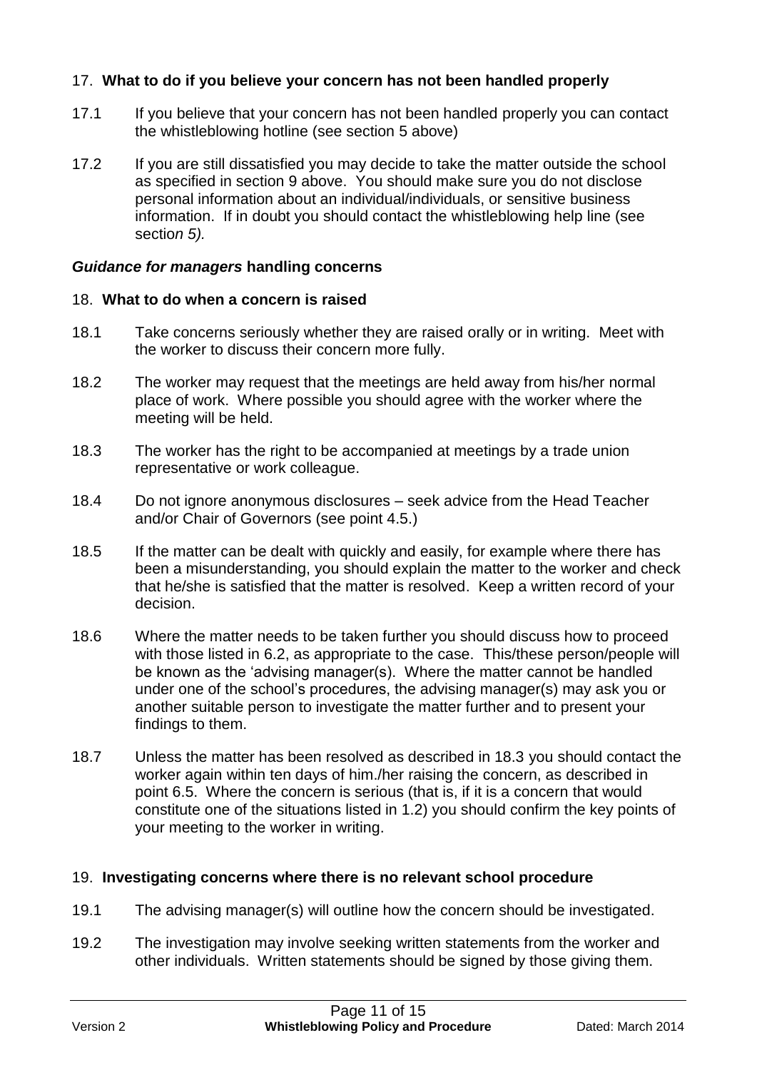## 17. **What to do if you believe your concern has not been handled properly**

17.1 If you believe that your concern has not been handled properly you can contact the whistleblowing hotline (see section 5 above)

17.2 If you are still dissatisfied you may decide to take the matter outside the school as specified in section 9 above. You should make sure you do not disclose personal information about an individual/individuals, or sensitive business information. If in doubt you should contact the whistleblowing help line (see sectio*n 5).*

### ***Guidance for managers*** **handling concerns**

## 18. **What to do when a concern is raised**

18.1 Take concerns seriously whether they are raised orally or in writing. Meet with the worker to discuss their concern more fully.

18.2 The worker may request that the meetings are held away from his/her normal place of work. Where possible you should agree with the worker where the meeting will be held.

18.3 The worker has the right to be accompanied at meetings by a trade union representative or work colleague.

18.4 Do not ignore anonymous disclosures – seek advice from the Head Teacher and/or Chair of Governors (see point 4.5.)

18.5 If the matter can be dealt with quickly and easily, for example where there has been a misunderstanding, you should explain the matter to the worker and check that he/she is satisfied that the matter is resolved. Keep a written record of your decision.

18.6 Where the matter needs to be taken further you should discuss how to proceed with those listed in 6.2, as appropriate to the case. This/these person/people will be known as the 'advising manager(s). Where the matter cannot be handled under one of the school's procedures, the advising manager(s) may ask you or another suitable person to investigate the matter further and to present your findings to them.

18.7 Unless the matter has been resolved as described in 18.3 you should contact the worker again within ten days of him./her raising the concern, as described in point 6.5. Where the concern is serious (that is, if it is a concern that would constitute one of the situations listed in 1.2) you should confirm the key points of your meeting to the worker in writing.

## 19. **Investigating concerns where there is no relevant school procedure**

19.1 The advising manager(s) will outline how the concern should be investigated.

19.2 The investigation may involve seeking written statements from the worker and other individuals. Written statements should be signed by those giving them.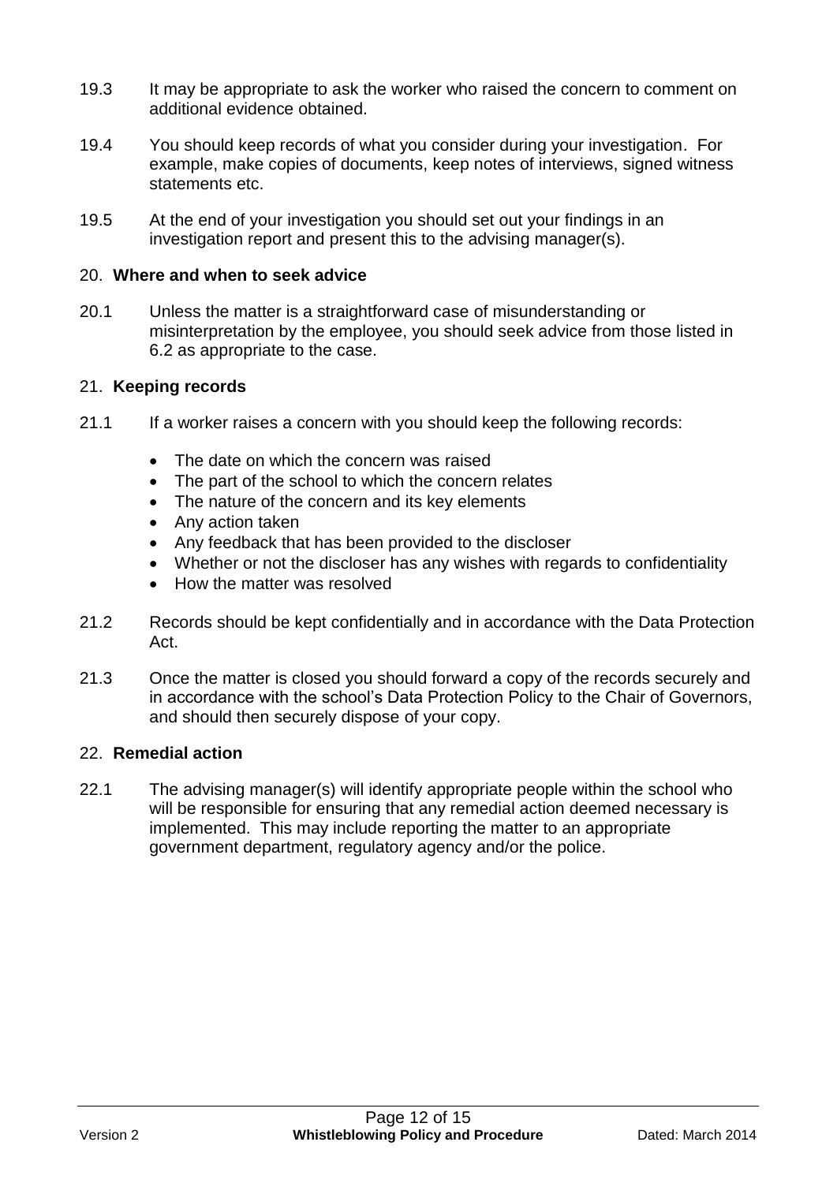19.3 It may be appropriate to ask the worker who raised the concern to comment on additional evidence obtained.

19.4 You should keep records of what you consider during your investigation. For example, make copies of documents, keep notes of interviews, signed witness statements etc.

19.5 At the end of your investigation you should set out your findings in an investigation report and present this to the advising manager(s).

## 20. **Where and when to seek advice**

20.1 Unless the matter is a straightforward case of misunderstanding or misinterpretation by the employee, you should seek advice from those listed in 6.2 as appropriate to the case.

## 21. **Keeping records**

21.1 If a worker raises a concern with you should keep the following records:

- The date on which the concern was raised
- The part of the school to which the concern relates
- The nature of the concern and its key elements
- Any action taken
- Any feedback that has been provided to the discloser
- Whether or not the discloser has any wishes with regards to confidentiality
- How the matter was resolved

21.2 Records should be kept confidentially and in accordance with the Data Protection Act.

21.3 Once the matter is closed you should forward a copy of the records securely and in accordance with the school's Data Protection Policy to the Chair of Governors, and should then securely dispose of your copy.

## 22. **Remedial action**

22.1 The advising manager(s) will identify appropriate people within the school who will be responsible for ensuring that any remedial action deemed necessary is implemented. This may include reporting the matter to an appropriate government department, regulatory agency and/or the police.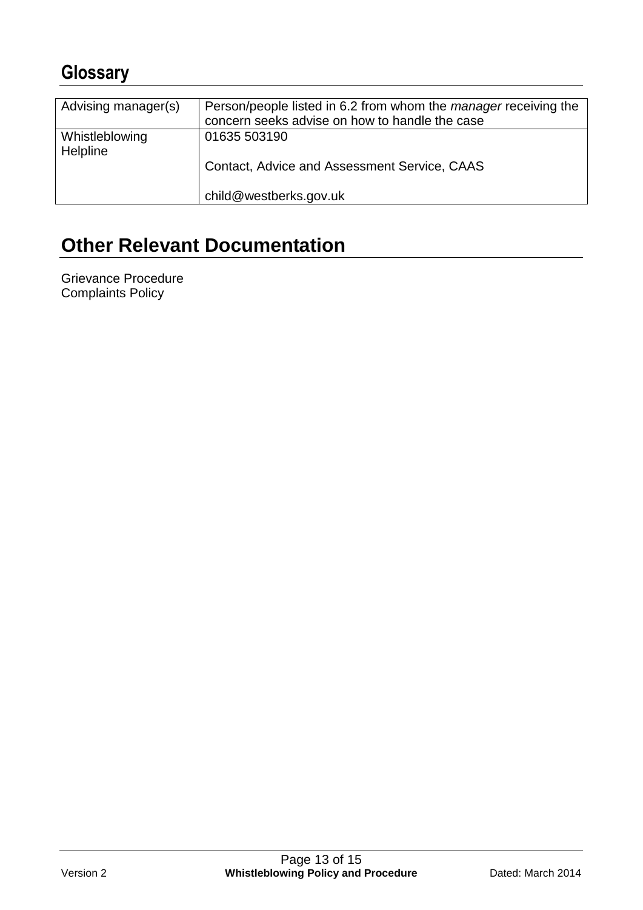## Glossary

| | |
|---|---|
| Advising manager(s) | Person/people listed in 6.2 from whom the *manager* receiving the concern seeks advise on how to handle the case |
| Whistleblowing Helpline | 01635 503190<br><br>Contact, Advice and Assessment Service, CAAS<br><br>child@westberks.gov.uk |

# Other Relevant Documentation

Grievance Procedure
Complaints Policy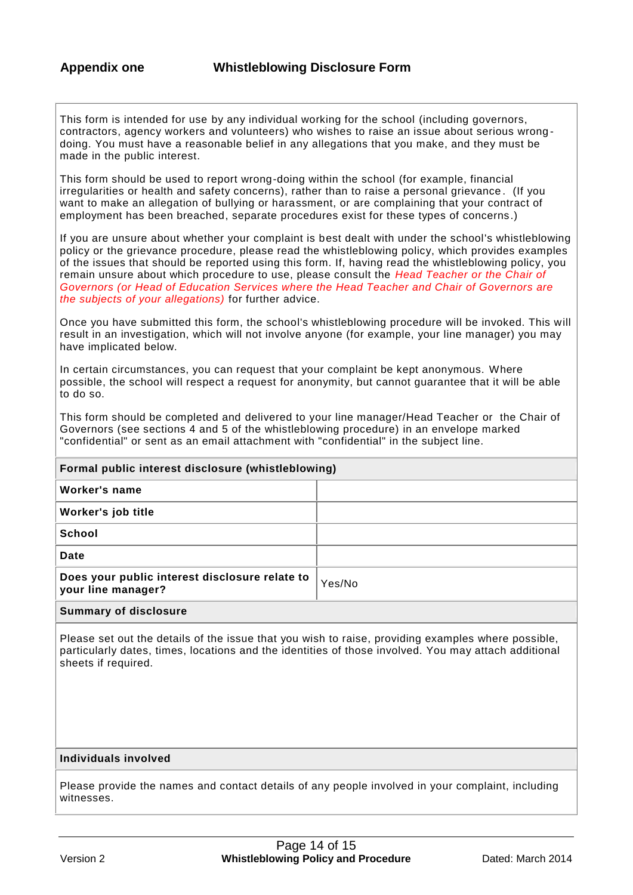**Appendix one** **Whistleblowing Disclosure Form**

This form is intended for use by any individual working for the school (including governors, contractors, agency workers and volunteers) who wishes to raise an issue about serious wrong-doing. You must have a reasonable belief in any allegations that you make, and they must be made in the public interest.

This form should be used to report wrong-doing within the school (for example, financial irregularities or health and safety concerns), rather than to raise a personal grievance. (If you want to make an allegation of bullying or harassment, or are complaining that your contract of employment has been breached, separate procedures exist for these types of concerns.)

If you are unsure about whether your complaint is best dealt with under the school's whistleblowing policy or the grievance procedure, please read the whistleblowing policy, which provides examples of the issues that should be reported using this form. If, having read the whistleblowing policy, you remain unsure about which procedure to use, please consult the *Head Teacher or the Chair of Governors (or Head of Education Services where the Head Teacher and Chair of Governors are the subjects of your allegations)* for further advice.

Once you have submitted this form, the school's whistleblowing procedure will be invoked. This will result in an investigation, which will not involve anyone (for example, your line manager) you may have implicated below.

In certain circumstances, you can request that your complaint be kept anonymous. Where possible, the school will respect a request for anonymity, but cannot guarantee that it will be able to do so.

This form should be completed and delivered to your line manager/Head Teacher or the Chair of Governors (see sections 4 and 5 of the whistleblowing procedure) in an envelope marked "confidential" or sent as an email attachment with "confidential" in the subject line.

| **Formal public interest disclosure (whistleblowing)** | |
|---|---|
| **Worker's name** | |
| **Worker's job title** | |
| **School** | |
| **Date** | |
| **Does your public interest disclosure relate to your line manager?** | Yes/No |

**Summary of disclosure**

Please set out the details of the issue that you wish to raise, providing examples where possible, particularly dates, times, locations and the identities of those involved. You may attach additional sheets if required.

**Individuals involved**

Please provide the names and contact details of any people involved in your complaint, including witnesses.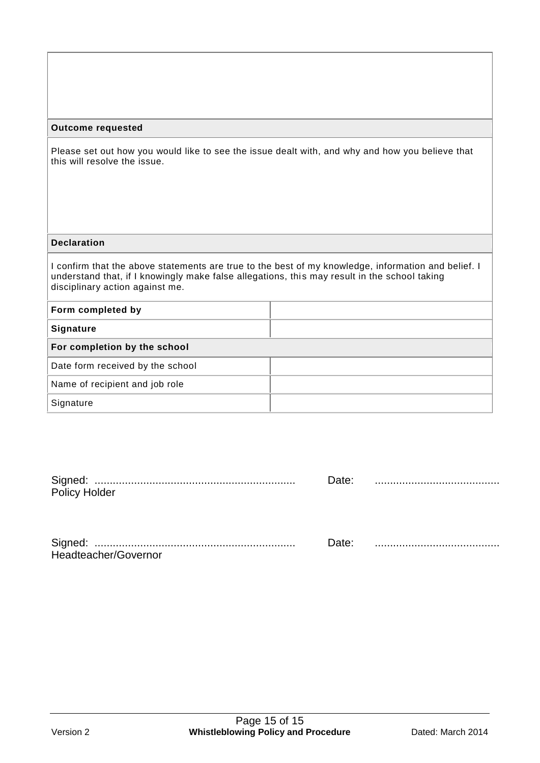| | |
|---|---|
| | |
| **Outcome requested** | |
| Please set out how you would like to see the issue dealt with, and why and how you believe that this will resolve the issue. | |
| **Declaration** | |
| I confirm that the above statements are true to the best of my knowledge, information and belief. I understand that, if I knowingly make false allegations, this may result in the school taking disciplinary action against me. | |
| **Form completed by** | |
| **Signature** | |
| **For completion by the school** | |
| Date form received by the school | |
| Name of recipient and job role | |
| Signature | |

Signed: ................................................................. Date: .........................................
Policy Holder

Signed: ................................................................. Date: .........................................
Headteacher/Governor